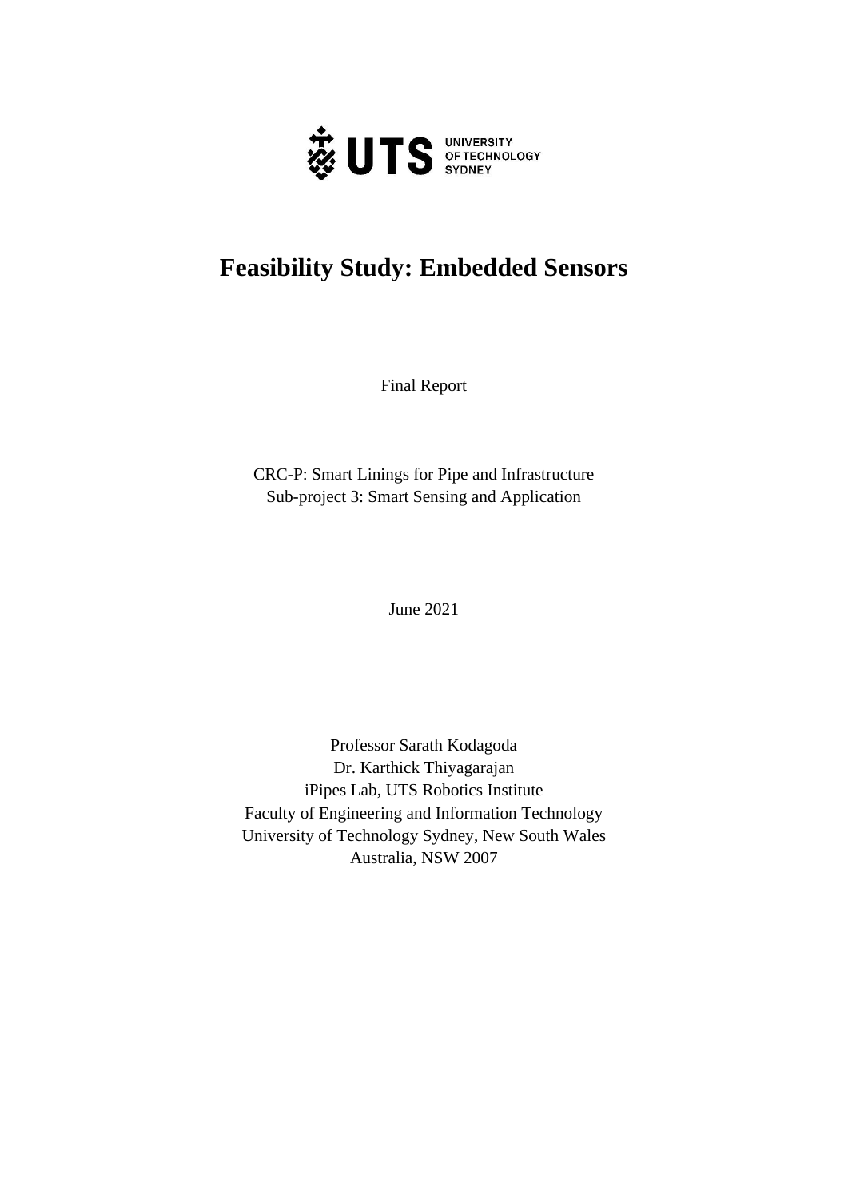UTS UNIVERSITY OF TECHNOLOGY SYDNEY

# Feasibility Study: Embedded Sensors

Final Report

CRC-P: Smart Linings for Pipe and Infrastructure
Sub-project 3: Smart Sensing and Application

June 2021

Professor Sarath Kodagoda
Dr. Karthick Thiyagarajan
iPipes Lab, UTS Robotics Institute
Faculty of Engineering and Information Technology
University of Technology Sydney, New South Wales
Australia, NSW 2007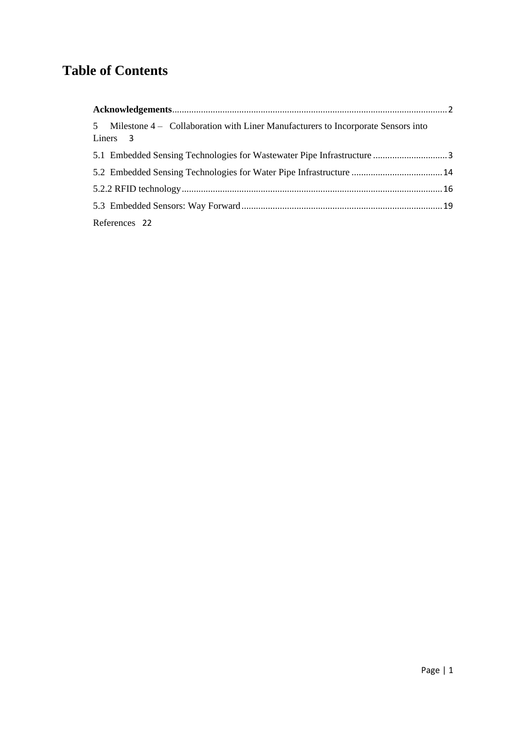# Table of Contents

**Acknowledgements**.................................................................................................................2

5 Milestone 4 – Collaboration with Liner Manufacturers to Incorporate Sensors into Liners 3

5.1 Embedded Sensing Technologies for Wastewater Pipe Infrastructure ...............................3

5.2 Embedded Sensing Technologies for Water Pipe Infrastructure ......................................14

5.2.2 RFID technology.............................................................................................................16

5.3 Embedded Sensors: Way Forward...................................................................................19

References 22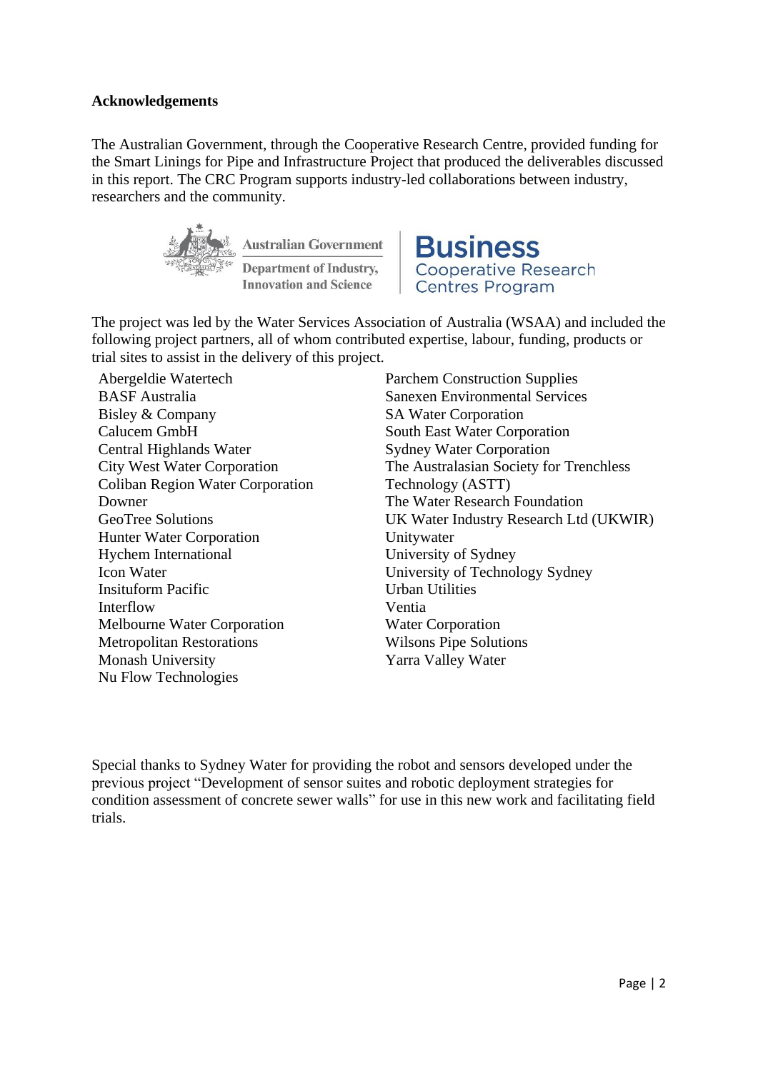**Acknowledgements**

The Australian Government, through the Cooperative Research Centre, provided funding for the Smart Linings for Pipe and Infrastructure Project that produced the deliverables discussed in this report. The CRC Program supports industry-led collaborations between industry, researchers and the community.

Australian Government
Department of Industry, Innovation and Science

Business Cooperative Research Centres Program

The project was led by the Water Services Association of Australia (WSAA) and included the following project partners, all of whom contributed expertise, labour, funding, products or trial sites to assist in the delivery of this project.

- Abergeldie Watertech
- BASF Australia
- Bisley & Company
- Calucem GmbH
- Central Highlands Water
- City West Water Corporation
- Coliban Region Water Corporation
- Downer
- GeoTree Solutions
- Hunter Water Corporation
- Hychem International
- Icon Water
- Insituform Pacific
- Interflow
- Melbourne Water Corporation
- Metropolitan Restorations
- Monash University
- Nu Flow Technologies
- Parchem Construction Supplies
- Sanexen Environmental Services
- SA Water Corporation
- South East Water Corporation
- Sydney Water Corporation
- The Australasian Society for Trenchless Technology (ASTT)
- The Water Research Foundation
- UK Water Industry Research Ltd (UKWIR)
- Unitywater
- University of Sydney
- University of Technology Sydney
- Urban Utilities
- Ventia
- Water Corporation
- Wilsons Pipe Solutions
- Yarra Valley Water

Special thanks to Sydney Water for providing the robot and sensors developed under the previous project "Development of sensor suites and robotic deployment strategies for condition assessment of concrete sewer walls" for use in this new work and facilitating field trials.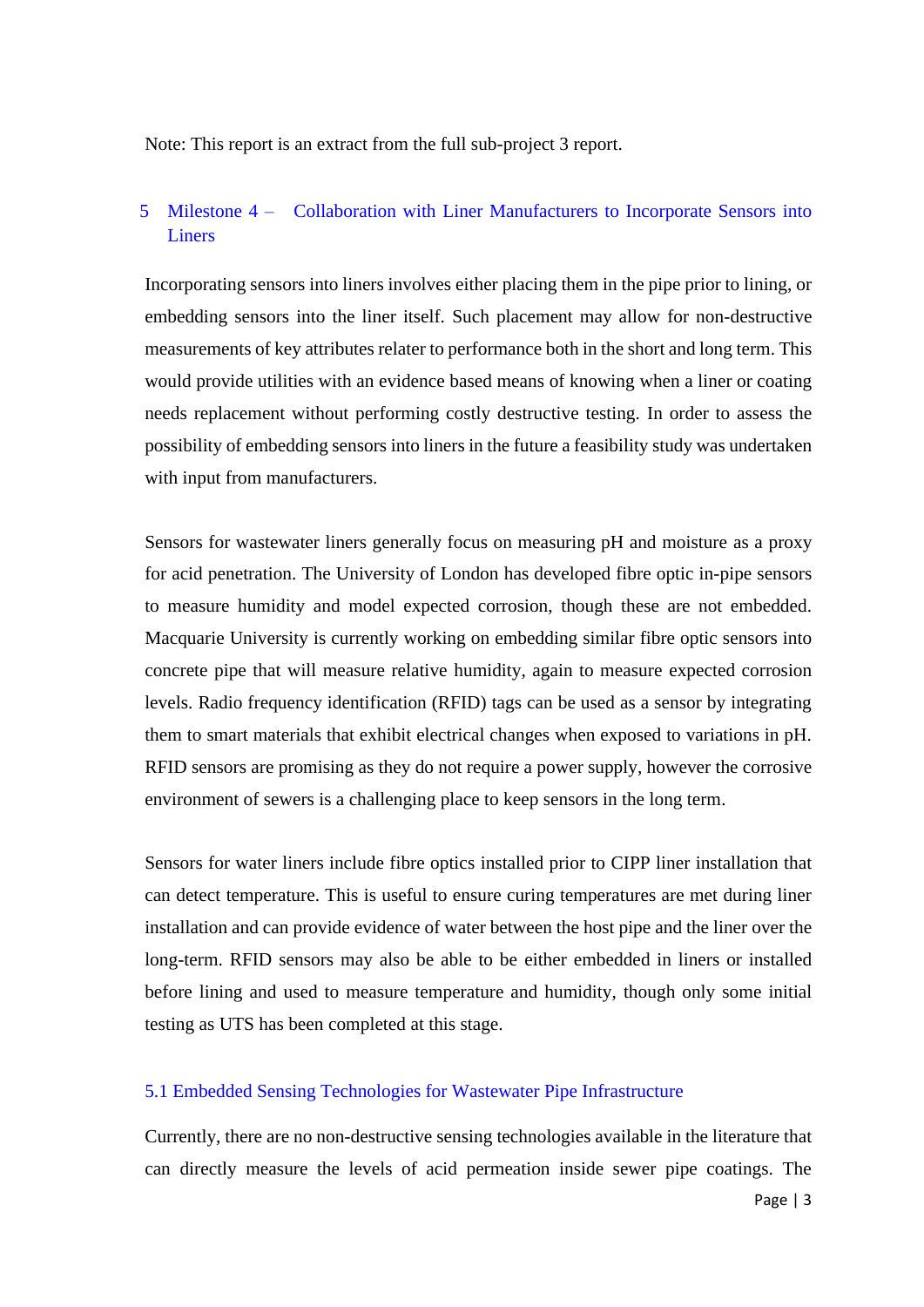Note: This report is an extract from the full sub-project 3 report.

# 5 Milestone 4 – Collaboration with Liner Manufacturers to Incorporate Sensors into Liners

Incorporating sensors into liners involves either placing them in the pipe prior to lining, or embedding sensors into the liner itself. Such placement may allow for non-destructive measurements of key attributes relater to performance both in the short and long term. This would provide utilities with an evidence based means of knowing when a liner or coating needs replacement without performing costly destructive testing. In order to assess the possibility of embedding sensors into liners in the future a feasibility study was undertaken with input from manufacturers.

Sensors for wastewater liners generally focus on measuring pH and moisture as a proxy for acid penetration. The University of London has developed fibre optic in-pipe sensors to measure humidity and model expected corrosion, though these are not embedded. Macquarie University is currently working on embedding similar fibre optic sensors into concrete pipe that will measure relative humidity, again to measure expected corrosion levels. Radio frequency identification (RFID) tags can be used as a sensor by integrating them to smart materials that exhibit electrical changes when exposed to variations in pH. RFID sensors are promising as they do not require a power supply, however the corrosive environment of sewers is a challenging place to keep sensors in the long term.

Sensors for water liners include fibre optics installed prior to CIPP liner installation that can detect temperature. This is useful to ensure curing temperatures are met during liner installation and can provide evidence of water between the host pipe and the liner over the long-term. RFID sensors may also be able to be either embedded in liners or installed before lining and used to measure temperature and humidity, though only some initial testing as UTS has been completed at this stage.

## 5.1 Embedded Sensing Technologies for Wastewater Pipe Infrastructure

Currently, there are no non-destructive sensing technologies available in the literature that can directly measure the levels of acid permeation inside sewer pipe coatings. The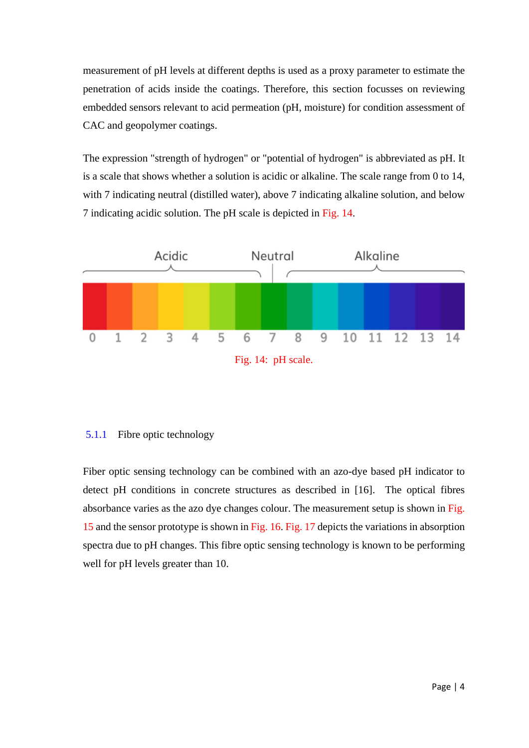measurement of pH levels at different depths is used as a proxy parameter to estimate the penetration of acids inside the coatings. Therefore, this section focusses on reviewing embedded sensors relevant to acid permeation (pH, moisture) for condition assessment of CAC and geopolymer coatings.

The expression "strength of hydrogen" or "potential of hydrogen" is abbreviated as pH. It is a scale that shows whether a solution is acidic or alkaline. The scale range from 0 to 14, with 7 indicating neutral (distilled water), above 7 indicating alkaline solution, and below 7 indicating acidic solution. The pH scale is depicted in Fig. 14.

Acidic Neutral Alkaline

0 1 2 3 4 5 6 7 8 9 10 11 12 13 14

Fig. 14: pH scale.

### 5.1.1 Fibre optic technology

Fiber optic sensing technology can be combined with an azo-dye based pH indicator to detect pH conditions in concrete structures as described in [16]. The optical fibres absorbance varies as the azo dye changes colour. The measurement setup is shown in Fig. 15 and the sensor prototype is shown in Fig. 16. Fig. 17 depicts the variations in absorption spectra due to pH changes. This fibre optic sensing technology is known to be performing well for pH levels greater than 10.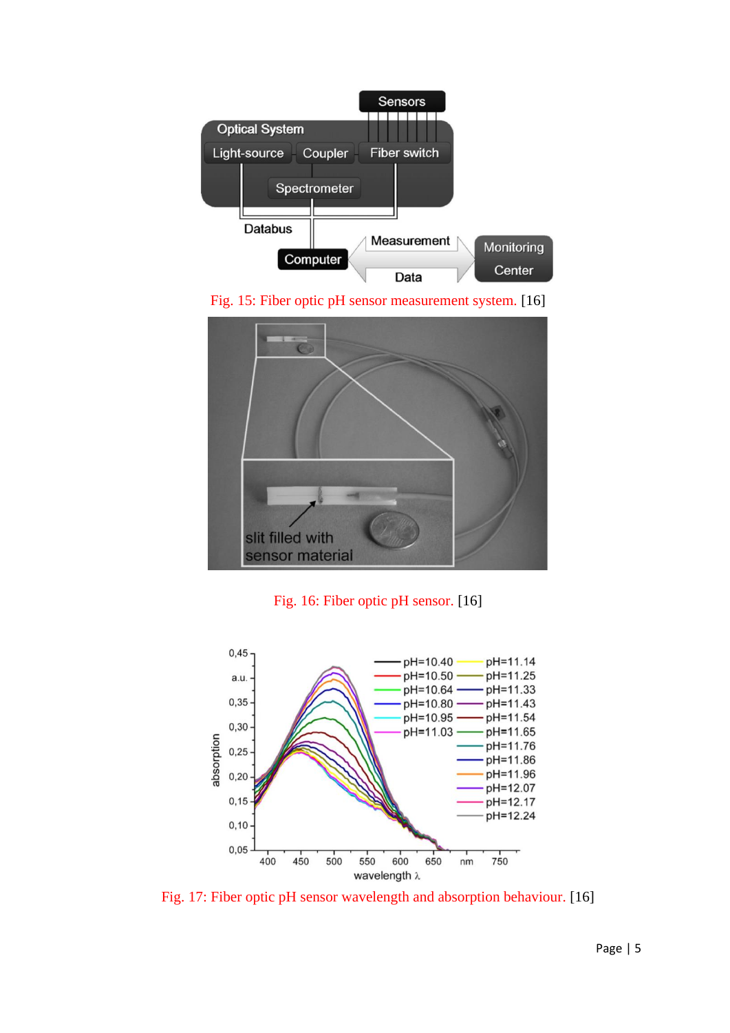Fig. 15: Fiber optic pH sensor measurement system. [16]

Fig. 16: Fiber optic pH sensor. [16]

Fig. 17: Fiber optic pH sensor wavelength and absorption behaviour. [16]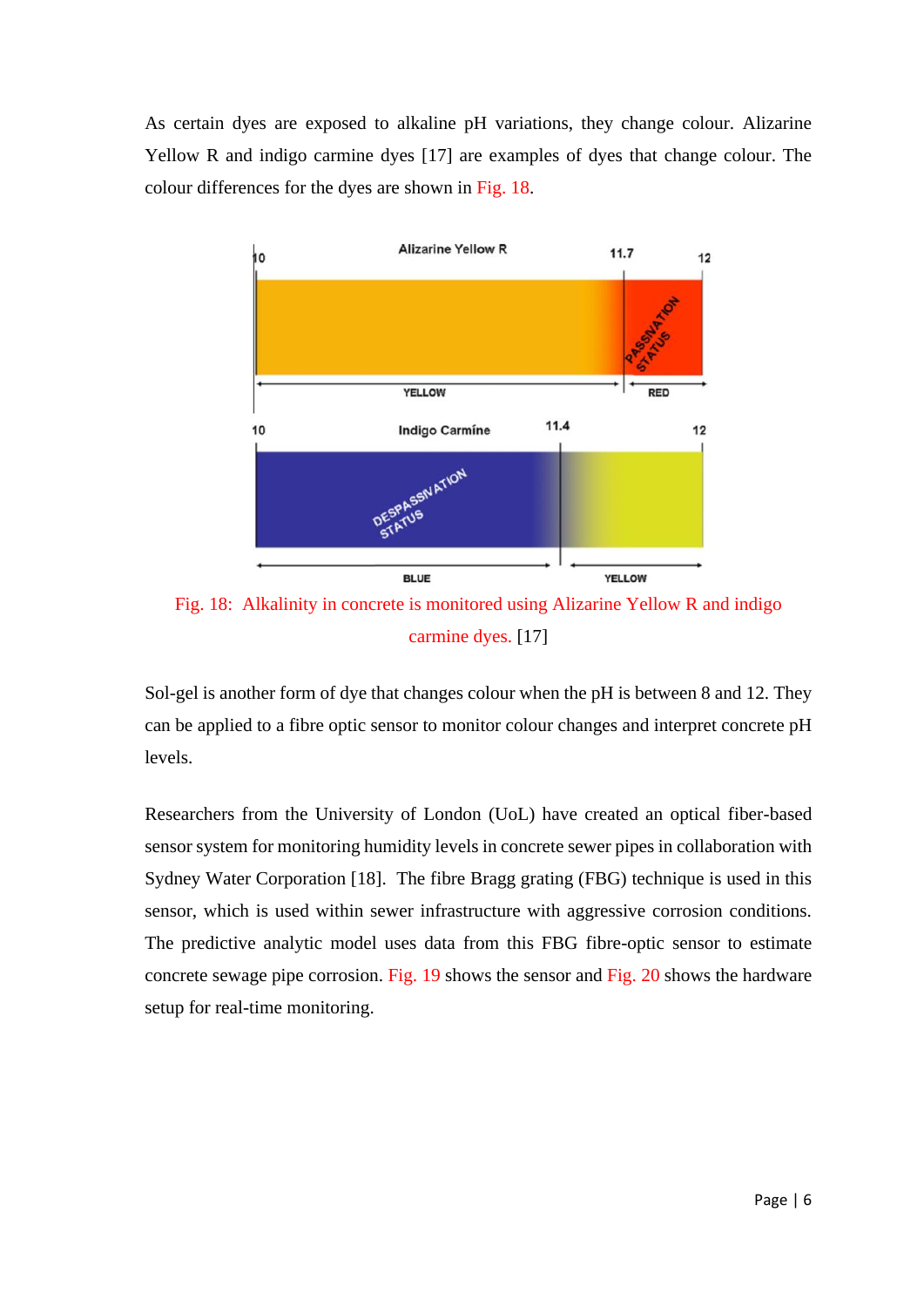As certain dyes are exposed to alkaline pH variations, they change colour. Alizarine Yellow R and indigo carmine dyes [17] are examples of dyes that change colour. The colour differences for the dyes are shown in Fig. 18.

Fig. 18: Alkalinity in concrete is monitored using Alizarine Yellow R and indigo carmine dyes. [17]

Sol-gel is another form of dye that changes colour when the pH is between 8 and 12. They can be applied to a fibre optic sensor to monitor colour changes and interpret concrete pH levels.

Researchers from the University of London (UoL) have created an optical fiber-based sensor system for monitoring humidity levels in concrete sewer pipes in collaboration with Sydney Water Corporation [18]. The fibre Bragg grating (FBG) technique is used in this sensor, which is used within sewer infrastructure with aggressive corrosion conditions. The predictive analytic model uses data from this FBG fibre-optic sensor to estimate concrete sewage pipe corrosion. Fig. 19 shows the sensor and Fig. 20 shows the hardware setup for real-time monitoring.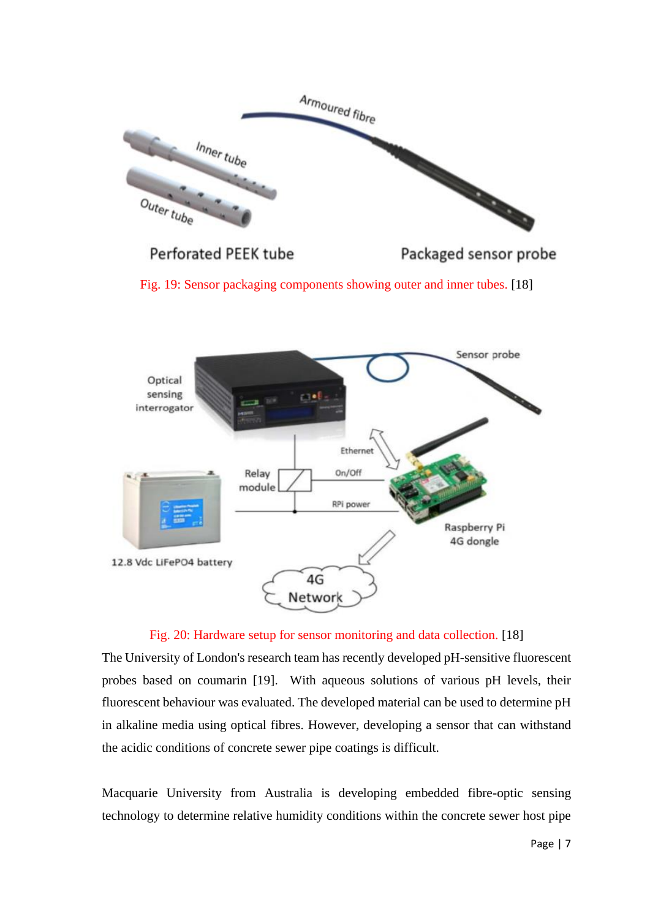Fig. 19: Sensor packaging components showing outer and inner tubes. [18]

Fig. 20: Hardware setup for sensor monitoring and data collection. [18]

The University of London's research team has recently developed pH-sensitive fluorescent probes based on coumarin [19]. With aqueous solutions of various pH levels, their fluorescent behaviour was evaluated. The developed material can be used to determine pH in alkaline media using optical fibres. However, developing a sensor that can withstand the acidic conditions of concrete sewer pipe coatings is difficult.

Macquarie University from Australia is developing embedded fibre-optic sensing technology to determine relative humidity conditions within the concrete sewer host pipe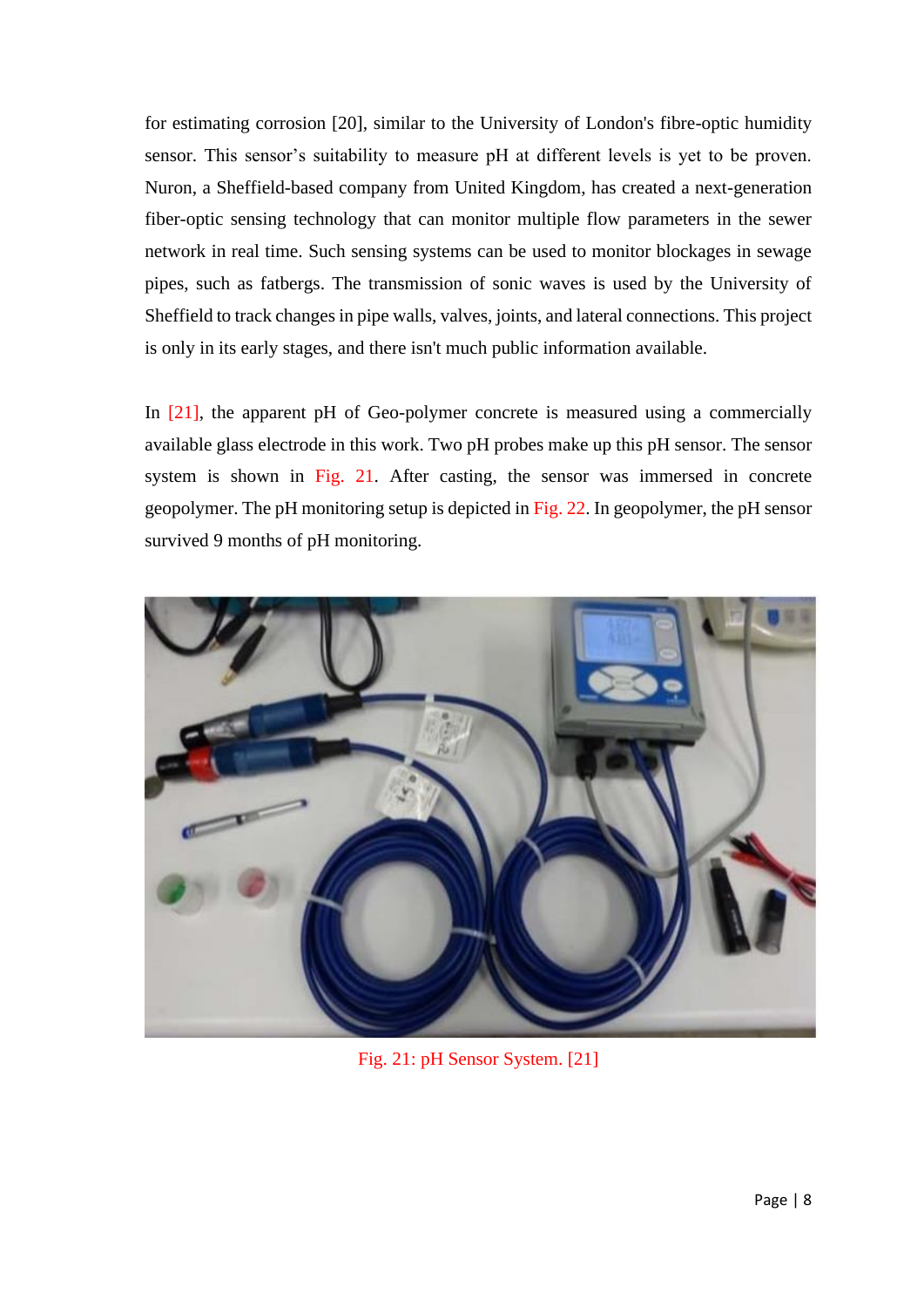for estimating corrosion [20], similar to the University of London's fibre-optic humidity sensor. This sensor's suitability to measure pH at different levels is yet to be proven. Nuron, a Sheffield-based company from United Kingdom, has created a next-generation fiber-optic sensing technology that can monitor multiple flow parameters in the sewer network in real time. Such sensing systems can be used to monitor blockages in sewage pipes, such as fatbergs. The transmission of sonic waves is used by the University of Sheffield to track changes in pipe walls, valves, joints, and lateral connections. This project is only in its early stages, and there isn't much public information available.

In [21], the apparent pH of Geo-polymer concrete is measured using a commercially available glass electrode in this work. Two pH probes make up this pH sensor. The sensor system is shown in Fig. 21. After casting, the sensor was immersed in concrete geopolymer. The pH monitoring setup is depicted in Fig. 22. In geopolymer, the pH sensor survived 9 months of pH monitoring.

Fig. 21: pH Sensor System. [21]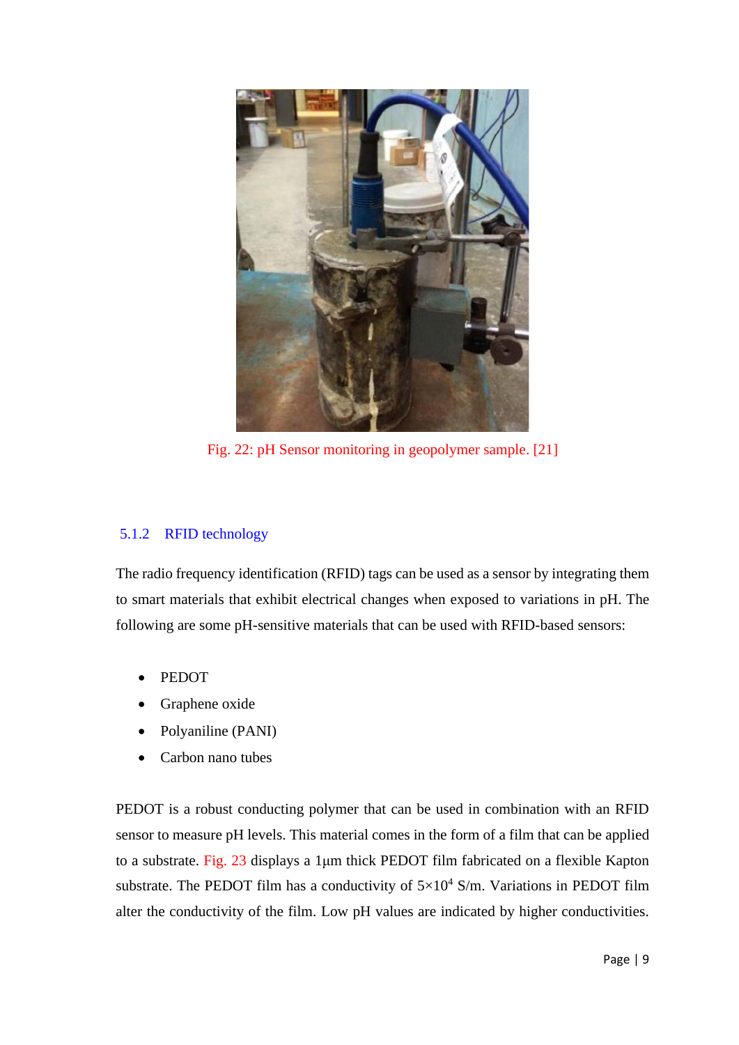Fig. 22: pH Sensor monitoring in geopolymer sample. [21]

### 5.1.2 RFID technology

The radio frequency identification (RFID) tags can be used as a sensor by integrating them to smart materials that exhibit electrical changes when exposed to variations in pH. The following are some pH-sensitive materials that can be used with RFID-based sensors:

- PEDOT
- Graphene oxide
- Polyaniline (PANI)
- Carbon nano tubes

PEDOT is a robust conducting polymer that can be used in combination with an RFID sensor to measure pH levels. This material comes in the form of a film that can be applied to a substrate. Fig. 23 displays a 1μm thick PEDOT film fabricated on a flexible Kapton substrate. The PEDOT film has a conductivity of $5 \times 10^4$ S/m. Variations in PEDOT film alter the conductivity of the film. Low pH values are indicated by higher conductivities.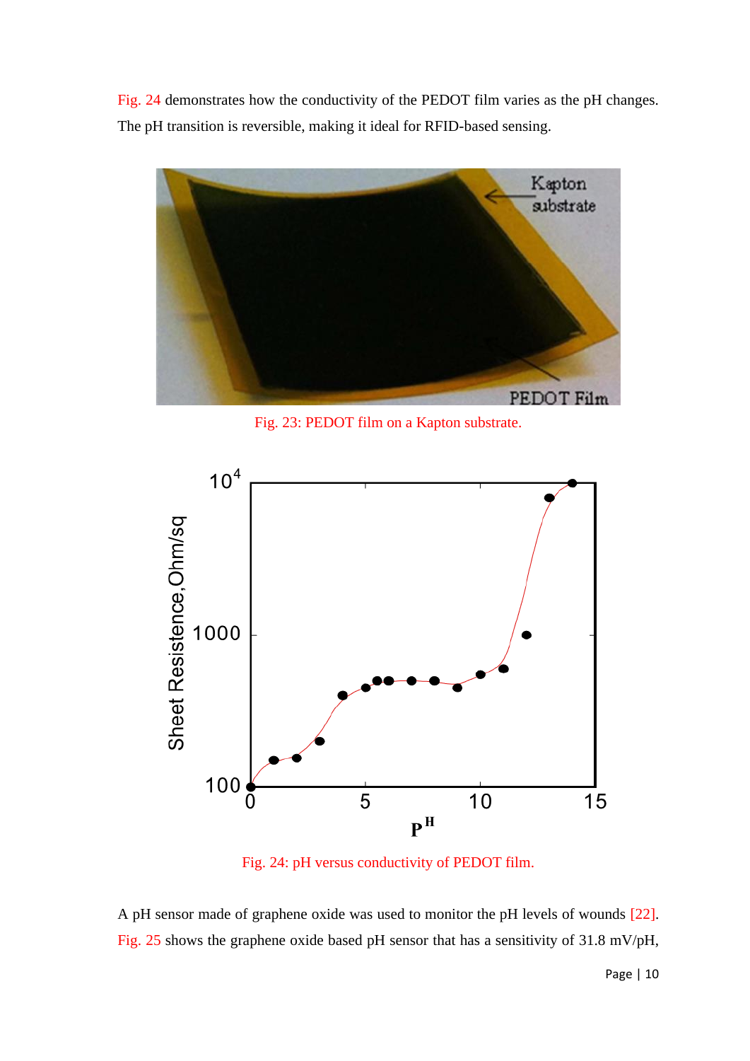Fig. 24 demonstrates how the conductivity of the PEDOT film varies as the pH changes. The pH transition is reversible, making it ideal for RFID-based sensing.

Fig. 23: PEDOT film on a Kapton substrate.

Fig. 24: pH versus conductivity of PEDOT film.

A pH sensor made of graphene oxide was used to monitor the pH levels of wounds [22]. Fig. 25 shows the graphene oxide based pH sensor that has a sensitivity of 31.8 mV/pH,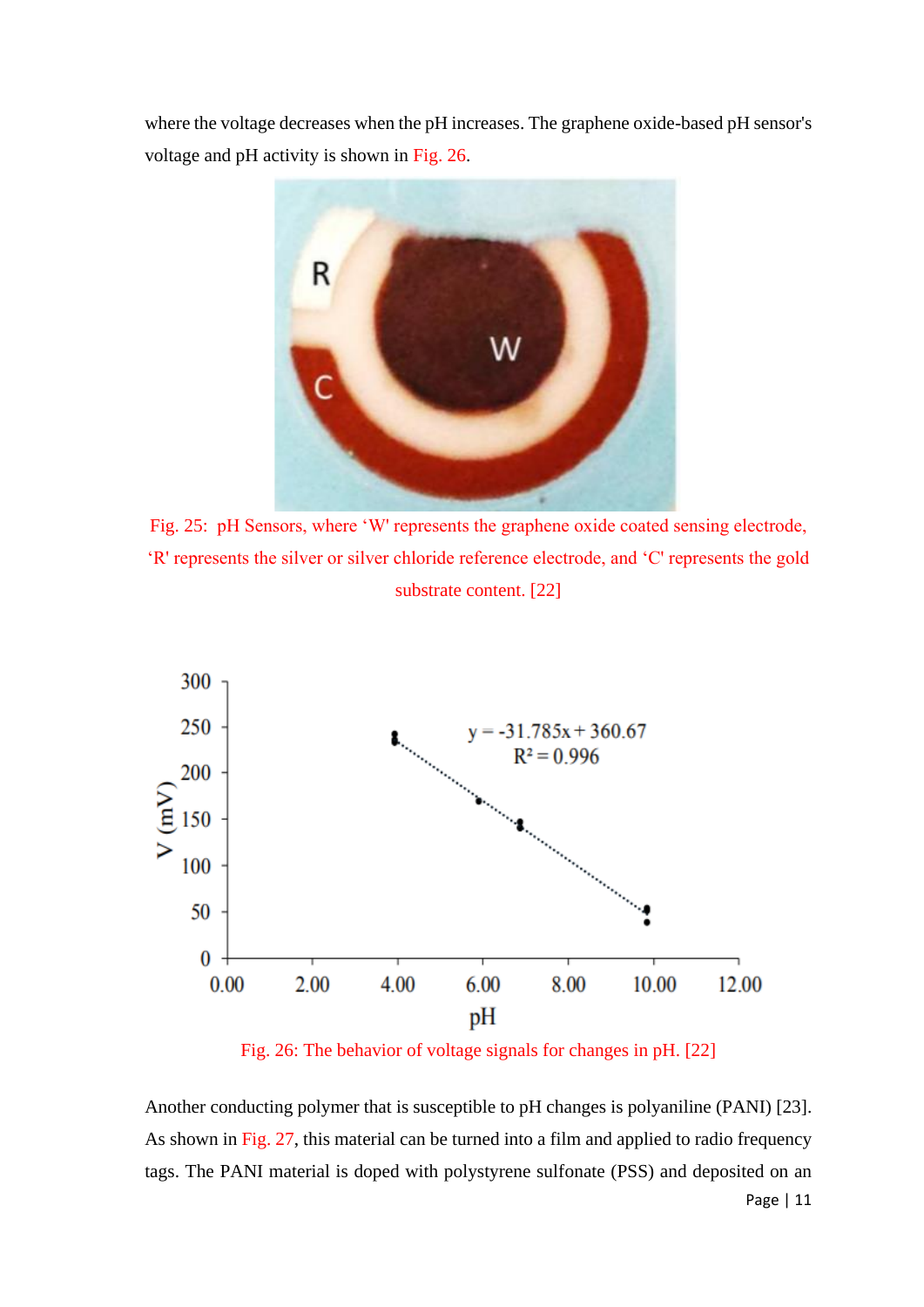where the voltage decreases when the pH increases. The graphene oxide-based pH sensor's voltage and pH activity is shown in Fig. 26.

Fig. 25: pH Sensors, where 'W' represents the graphene oxide coated sensing electrode, 'R' represents the silver or silver chloride reference electrode, and 'C' represents the gold substrate content. [22]

Fig. 26: The behavior of voltage signals for changes in pH. [22]

Another conducting polymer that is susceptible to pH changes is polyaniline (PANI) [23]. As shown in Fig. 27, this material can be turned into a film and applied to radio frequency tags. The PANI material is doped with polystyrene sulfonate (PSS) and deposited on an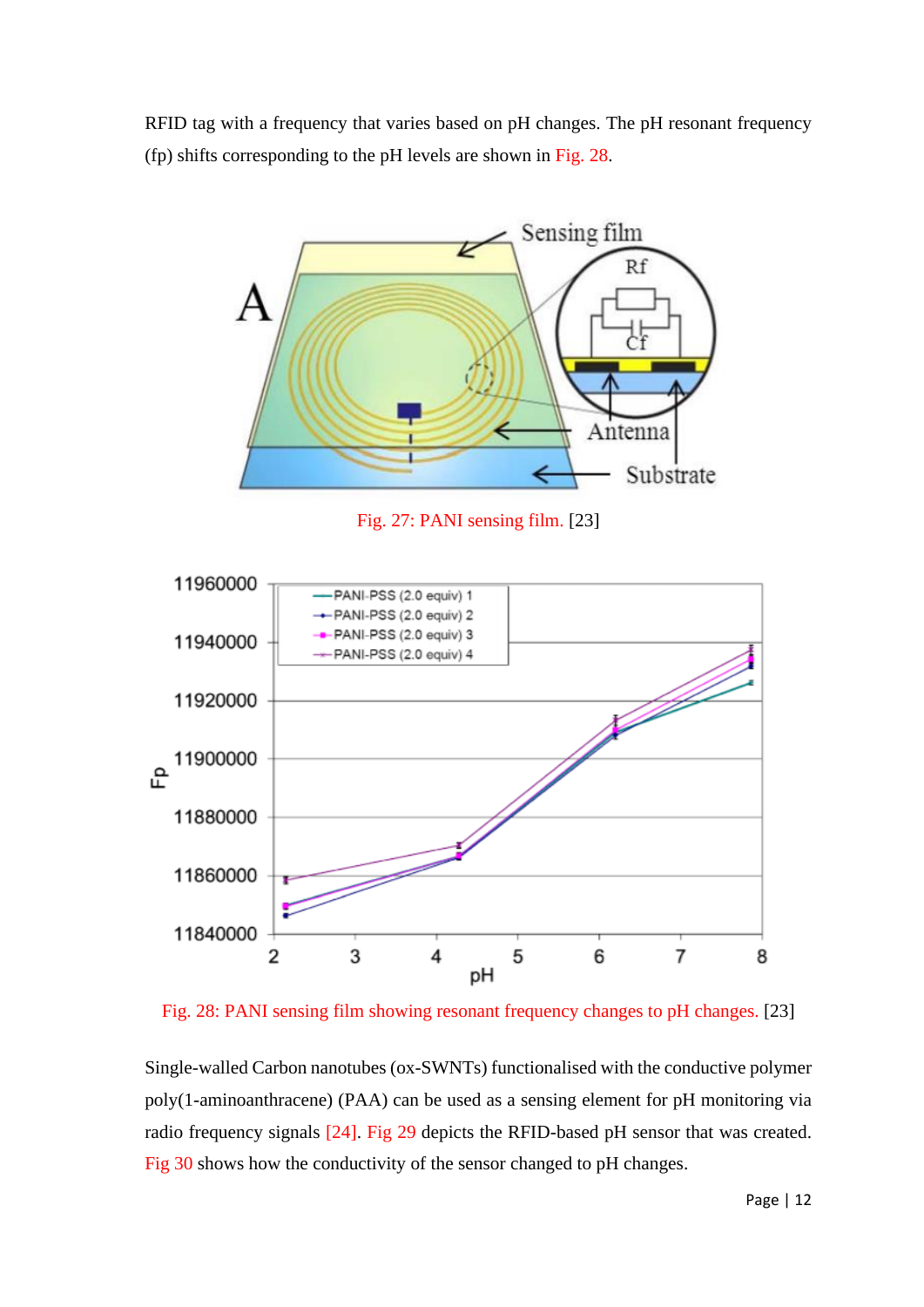RFID tag with a frequency that varies based on pH changes. The pH resonant frequency (fp) shifts corresponding to the pH levels are shown in Fig. 28.

Fig. 27: PANI sensing film. [23]

Fig. 28: PANI sensing film showing resonant frequency changes to pH changes. [23]

Single-walled Carbon nanotubes (ox-SWNTs) functionalised with the conductive polymer poly(1-aminoanthracene) (PAA) can be used as a sensing element for pH monitoring via radio frequency signals [24]. Fig 29 depicts the RFID-based pH sensor that was created. Fig 30 shows how the conductivity of the sensor changed to pH changes.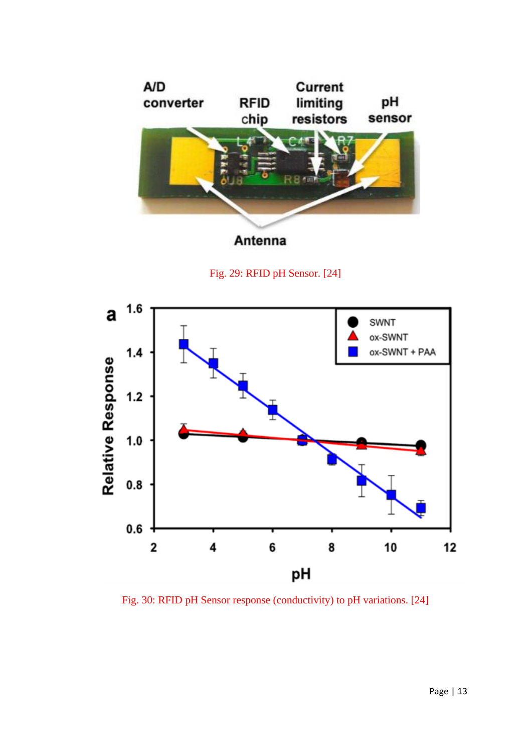Fig. 29: RFID pH Sensor. [24]

Fig. 30: RFID pH Sensor response (conductivity) to pH variations. [24]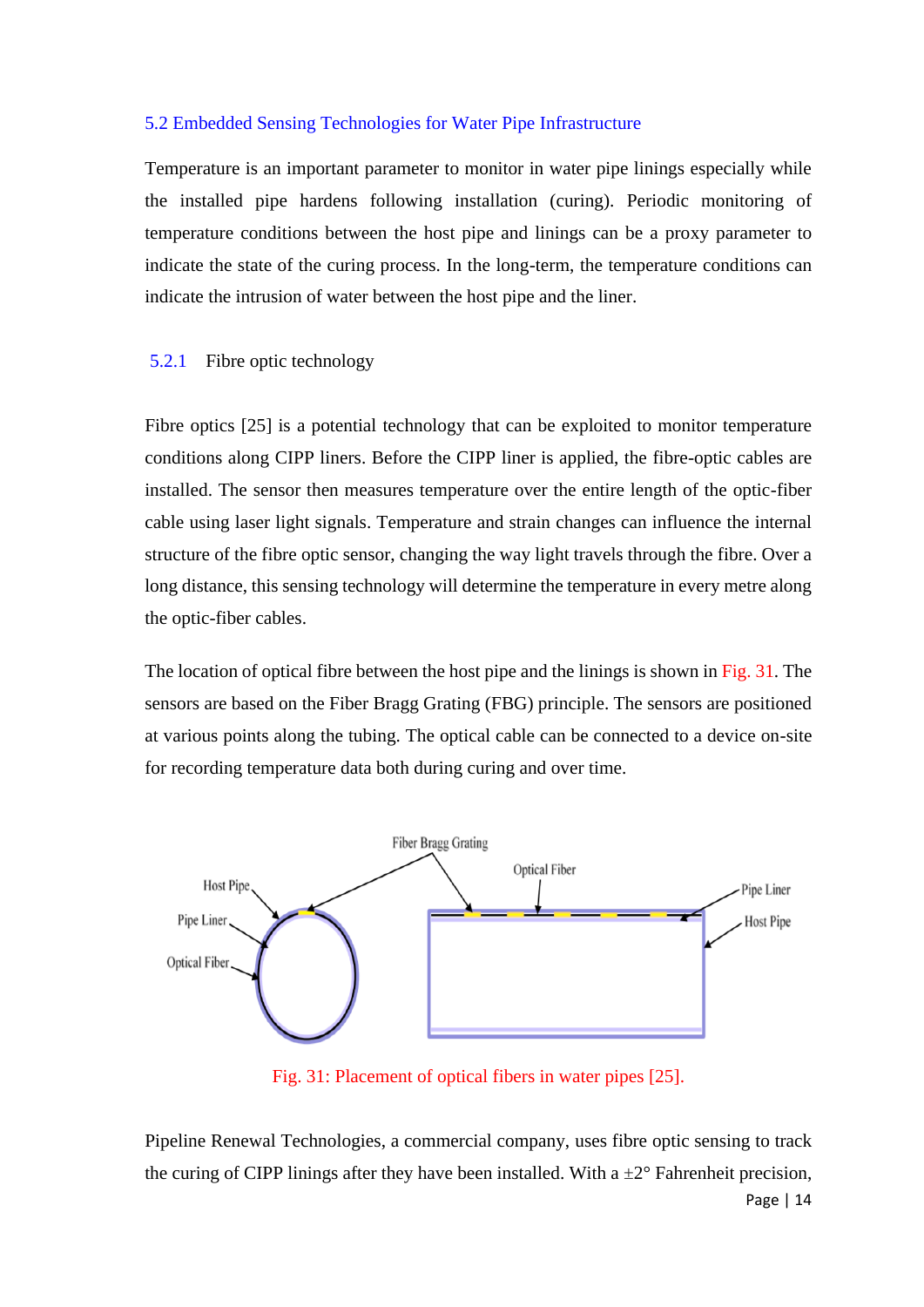## 5.2 Embedded Sensing Technologies for Water Pipe Infrastructure

Temperature is an important parameter to monitor in water pipe linings especially while the installed pipe hardens following installation (curing). Periodic monitoring of temperature conditions between the host pipe and linings can be a proxy parameter to indicate the state of the curing process. In the long-term, the temperature conditions can indicate the intrusion of water between the host pipe and the liner.

### 5.2.1 Fibre optic technology

Fibre optics [25] is a potential technology that can be exploited to monitor temperature conditions along CIPP liners. Before the CIPP liner is applied, the fibre-optic cables are installed. The sensor then measures temperature over the entire length of the optic-fiber cable using laser light signals. Temperature and strain changes can influence the internal structure of the fibre optic sensor, changing the way light travels through the fibre. Over a long distance, this sensing technology will determine the temperature in every metre along the optic-fiber cables.

The location of optical fibre between the host pipe and the linings is shown in Fig. 31. The sensors are based on the Fiber Bragg Grating (FBG) principle. The sensors are positioned at various points along the tubing. The optical cable can be connected to a device on-site for recording temperature data both during curing and over time.

Fig. 31: Placement of optical fibers in water pipes [25].

Pipeline Renewal Technologies, a commercial company, uses fibre optic sensing to track the curing of CIPP linings after they have been installed. With a ±2° Fahrenheit precision,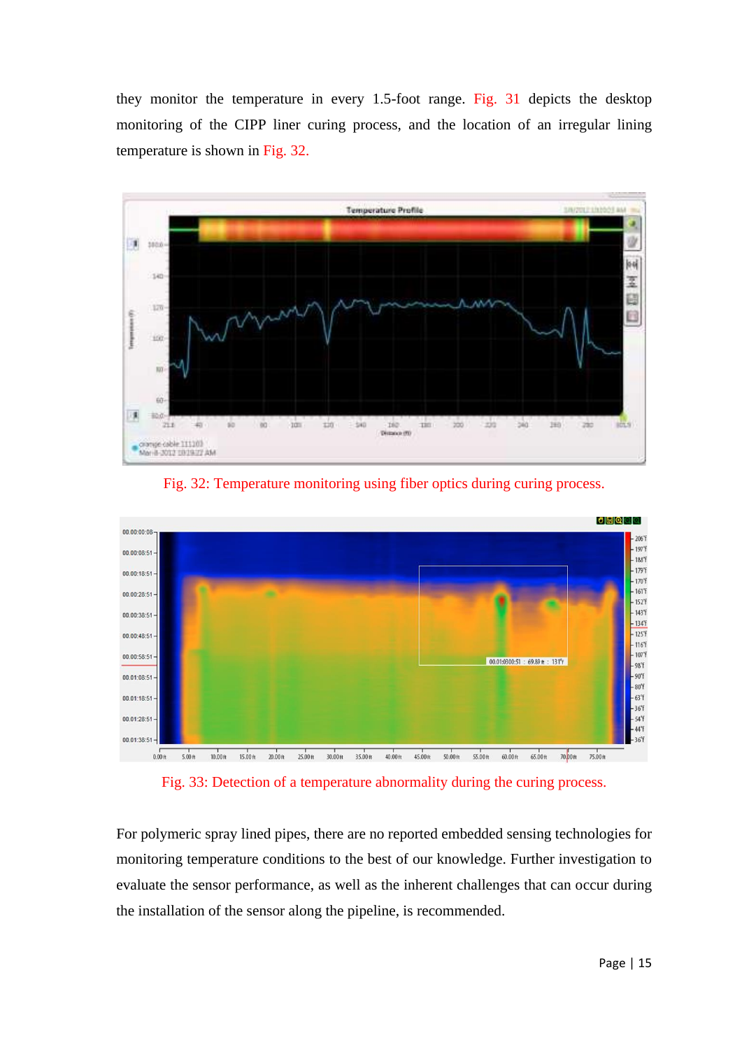they monitor the temperature in every 1.5-foot range. Fig. 31 depicts the desktop monitoring of the CIPP liner curing process, and the location of an irregular lining temperature is shown in Fig. 32.

Fig. 32: Temperature monitoring using fiber optics during curing process.

Fig. 33: Detection of a temperature abnormality during the curing process.

For polymeric spray lined pipes, there are no reported embedded sensing technologies for monitoring temperature conditions to the best of our knowledge. Further investigation to evaluate the sensor performance, as well as the inherent challenges that can occur during the installation of the sensor along the pipeline, is recommended.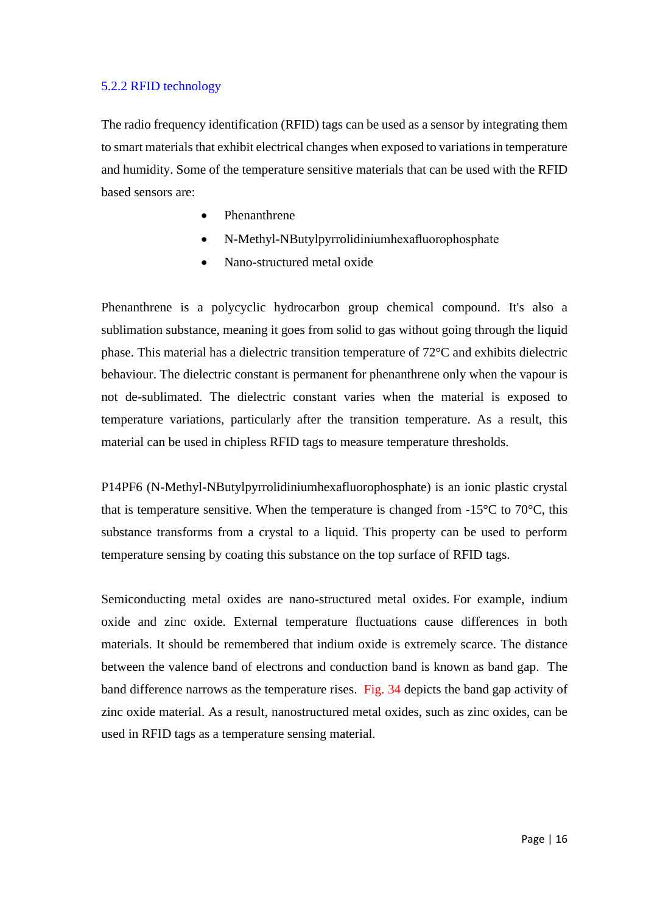### 5.2.2 RFID technology

The radio frequency identification (RFID) tags can be used as a sensor by integrating them to smart materials that exhibit electrical changes when exposed to variations in temperature and humidity. Some of the temperature sensitive materials that can be used with the RFID based sensors are:

- Phenanthrene
- N-Methyl-NButylpyrrolidiniumhexafluorophosphate
- Nano-structured metal oxide

Phenanthrene is a polycyclic hydrocarbon group chemical compound. It's also a sublimation substance, meaning it goes from solid to gas without going through the liquid phase. This material has a dielectric transition temperature of 72°C and exhibits dielectric behaviour. The dielectric constant is permanent for phenanthrene only when the vapour is not de-sublimated. The dielectric constant varies when the material is exposed to temperature variations, particularly after the transition temperature. As a result, this material can be used in chipless RFID tags to measure temperature thresholds.

P14PF6 (N-Methyl-NButylpyrrolidiniumhexafluorophosphate) is an ionic plastic crystal that is temperature sensitive. When the temperature is changed from -15°C to 70°C, this substance transforms from a crystal to a liquid. This property can be used to perform temperature sensing by coating this substance on the top surface of RFID tags.

Semiconducting metal oxides are nano-structured metal oxides. For example, indium oxide and zinc oxide. External temperature fluctuations cause differences in both materials. It should be remembered that indium oxide is extremely scarce. The distance between the valence band of electrons and conduction band is known as band gap. The band difference narrows as the temperature rises. Fig. 34 depicts the band gap activity of zinc oxide material. As a result, nanostructured metal oxides, such as zinc oxides, can be used in RFID tags as a temperature sensing material.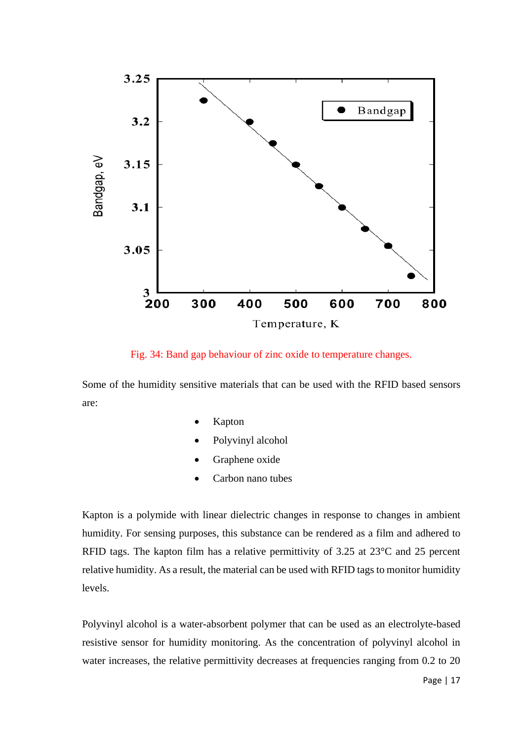Fig. 34: Band gap behaviour of zinc oxide to temperature changes.

Some of the humidity sensitive materials that can be used with the RFID based sensors are:

- Kapton
- Polyvinyl alcohol
- Graphene oxide
- Carbon nano tubes

Kapton is a polymide with linear dielectric changes in response to changes in ambient humidity. For sensing purposes, this substance can be rendered as a film and adhered to RFID tags. The kapton film has a relative permittivity of 3.25 at 23°C and 25 percent relative humidity. As a result, the material can be used with RFID tags to monitor humidity levels.

Polyvinyl alcohol is a water-absorbent polymer that can be used as an electrolyte-based resistive sensor for humidity monitoring. As the concentration of polyvinyl alcohol in water increases, the relative permittivity decreases at frequencies ranging from 0.2 to 20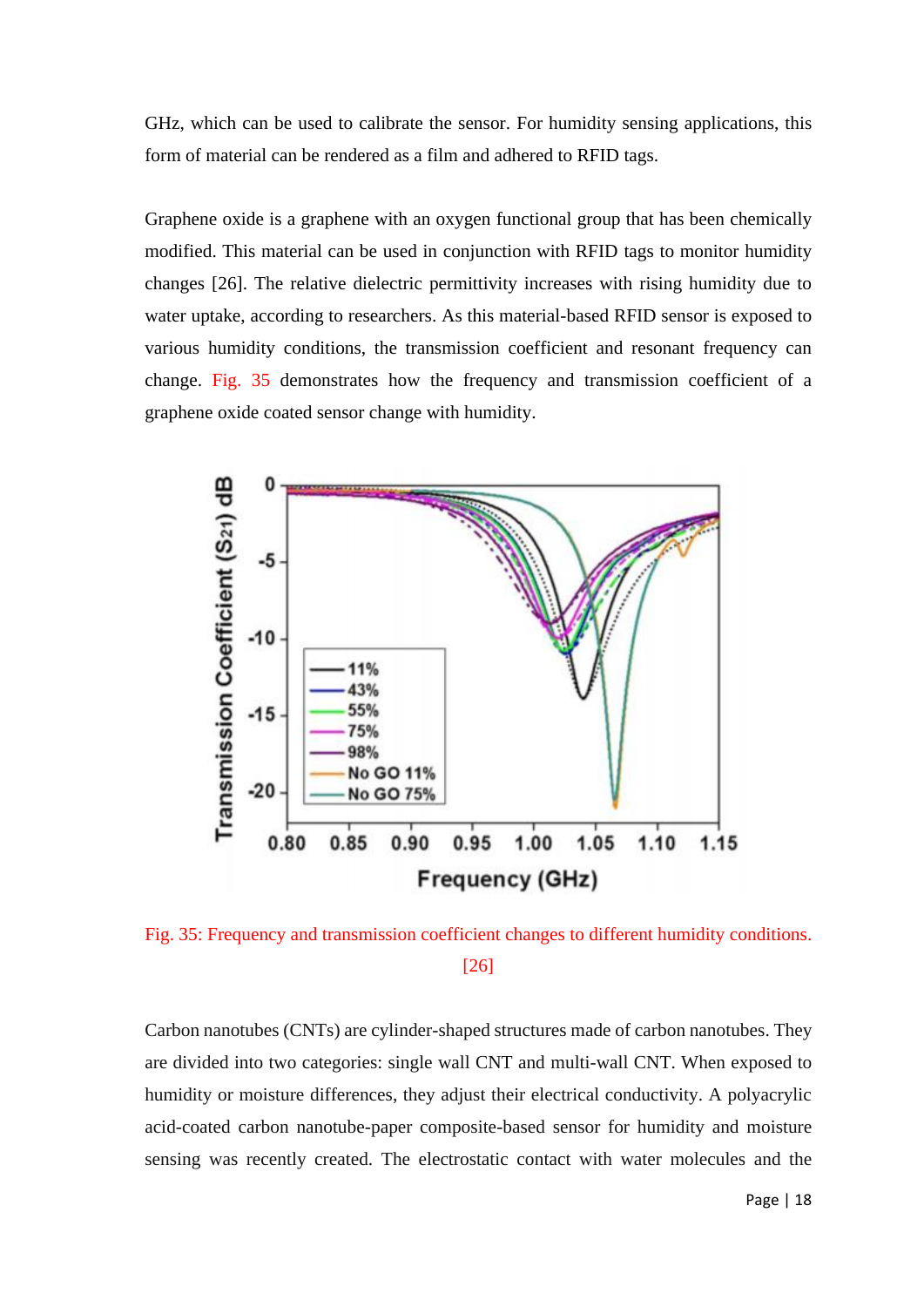GHz, which can be used to calibrate the sensor. For humidity sensing applications, this form of material can be rendered as a film and adhered to RFID tags.

Graphene oxide is a graphene with an oxygen functional group that has been chemically modified. This material can be used in conjunction with RFID tags to monitor humidity changes [26]. The relative dielectric permittivity increases with rising humidity due to water uptake, according to researchers. As this material-based RFID sensor is exposed to various humidity conditions, the transmission coefficient and resonant frequency can change. Fig. 35 demonstrates how the frequency and transmission coefficient of a graphene oxide coated sensor change with humidity.

Fig. 35: Frequency and transmission coefficient changes to different humidity conditions. [26]

Carbon nanotubes (CNTs) are cylinder-shaped structures made of carbon nanotubes. They are divided into two categories: single wall CNT and multi-wall CNT. When exposed to humidity or moisture differences, they adjust their electrical conductivity. A polyacrylic acid-coated carbon nanotube-paper composite-based sensor for humidity and moisture sensing was recently created. The electrostatic contact with water molecules and the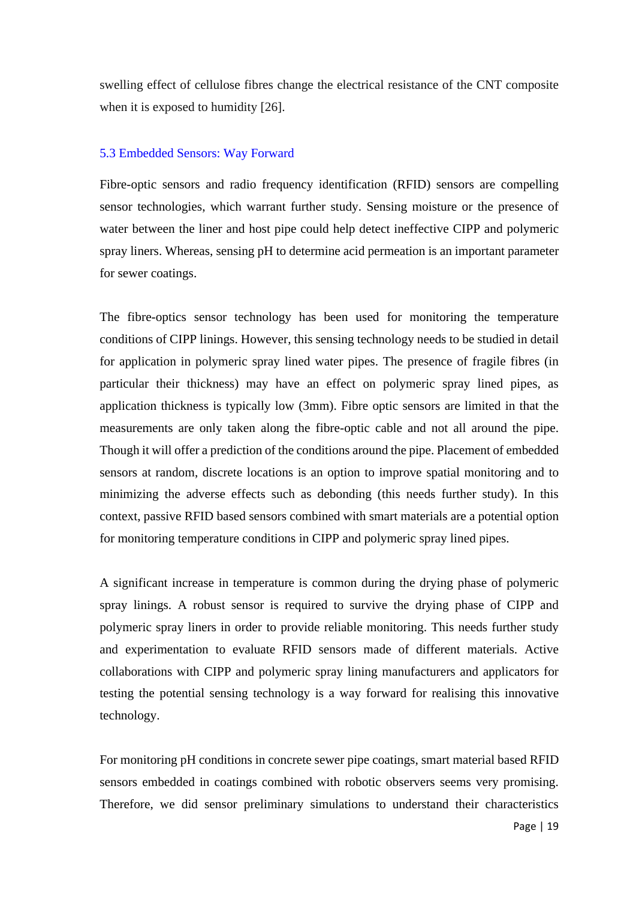swelling effect of cellulose fibres change the electrical resistance of the CNT composite when it is exposed to humidity [26].

### 5.3 Embedded Sensors: Way Forward

Fibre-optic sensors and radio frequency identification (RFID) sensors are compelling sensor technologies, which warrant further study. Sensing moisture or the presence of water between the liner and host pipe could help detect ineffective CIPP and polymeric spray liners. Whereas, sensing pH to determine acid permeation is an important parameter for sewer coatings.

The fibre-optics sensor technology has been used for monitoring the temperature conditions of CIPP linings. However, this sensing technology needs to be studied in detail for application in polymeric spray lined water pipes. The presence of fragile fibres (in particular their thickness) may have an effect on polymeric spray lined pipes, as application thickness is typically low (3mm). Fibre optic sensors are limited in that the measurements are only taken along the fibre-optic cable and not all around the pipe. Though it will offer a prediction of the conditions around the pipe. Placement of embedded sensors at random, discrete locations is an option to improve spatial monitoring and to minimizing the adverse effects such as debonding (this needs further study). In this context, passive RFID based sensors combined with smart materials are a potential option for monitoring temperature conditions in CIPP and polymeric spray lined pipes.

A significant increase in temperature is common during the drying phase of polymeric spray linings. A robust sensor is required to survive the drying phase of CIPP and polymeric spray liners in order to provide reliable monitoring. This needs further study and experimentation to evaluate RFID sensors made of different materials. Active collaborations with CIPP and polymeric spray lining manufacturers and applicators for testing the potential sensing technology is a way forward for realising this innovative technology.

For monitoring pH conditions in concrete sewer pipe coatings, smart material based RFID sensors embedded in coatings combined with robotic observers seems very promising. Therefore, we did sensor preliminary simulations to understand their characteristics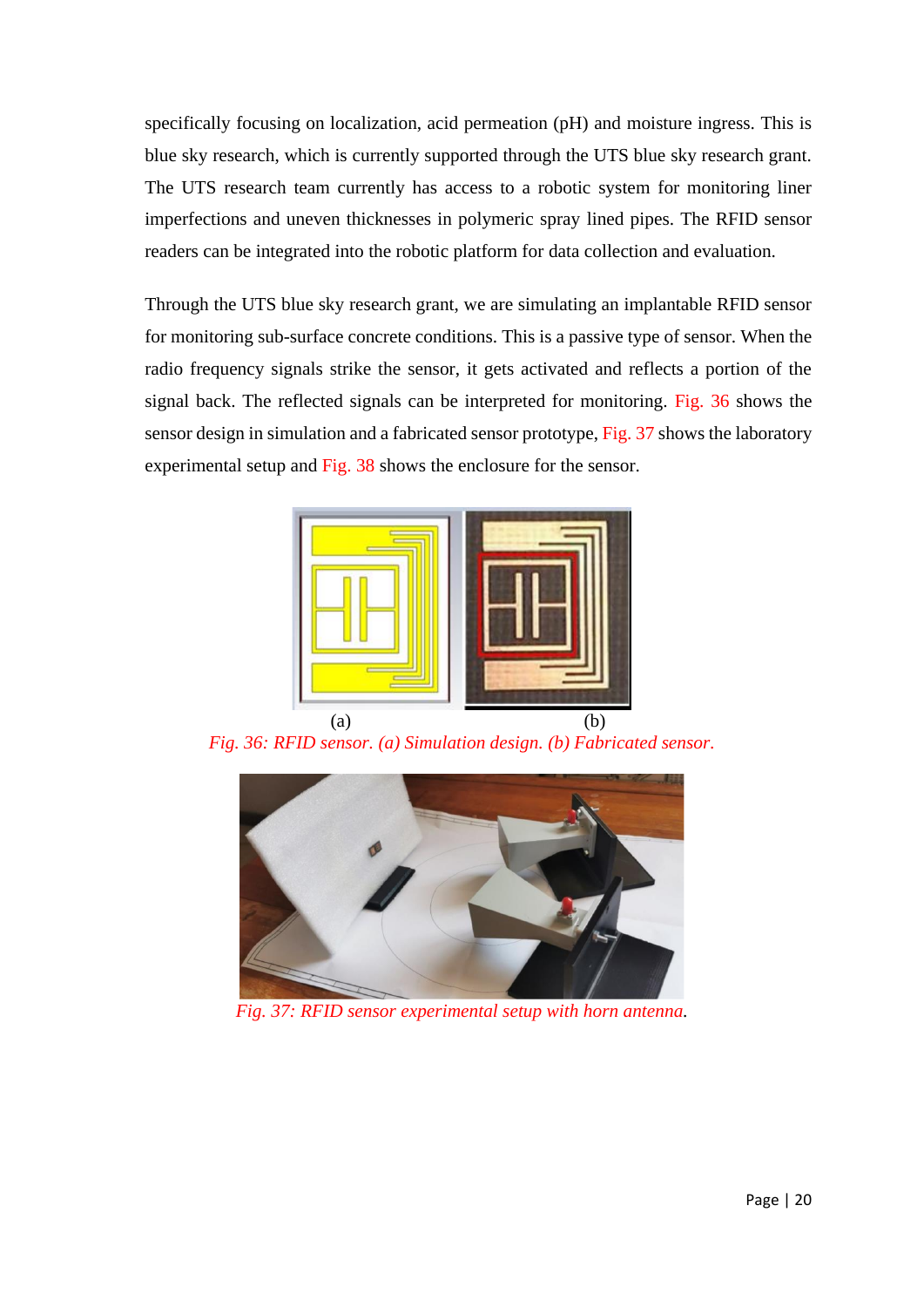specifically focusing on localization, acid permeation (pH) and moisture ingress. This is blue sky research, which is currently supported through the UTS blue sky research grant. The UTS research team currently has access to a robotic system for monitoring liner imperfections and uneven thicknesses in polymeric spray lined pipes. The RFID sensor readers can be integrated into the robotic platform for data collection and evaluation.

Through the UTS blue sky research grant, we are simulating an implantable RFID sensor for monitoring sub-surface concrete conditions. This is a passive type of sensor. When the radio frequency signals strike the sensor, it gets activated and reflects a portion of the signal back. The reflected signals can be interpreted for monitoring. Fig. 36 shows the sensor design in simulation and a fabricated sensor prototype, Fig. 37 shows the laboratory experimental setup and Fig. 38 shows the enclosure for the sensor.

(a) (b)

*Fig. 36: RFID sensor. (a) Simulation design. (b) Fabricated sensor.*

*Fig. 37: RFID sensor experimental setup with horn antenna.*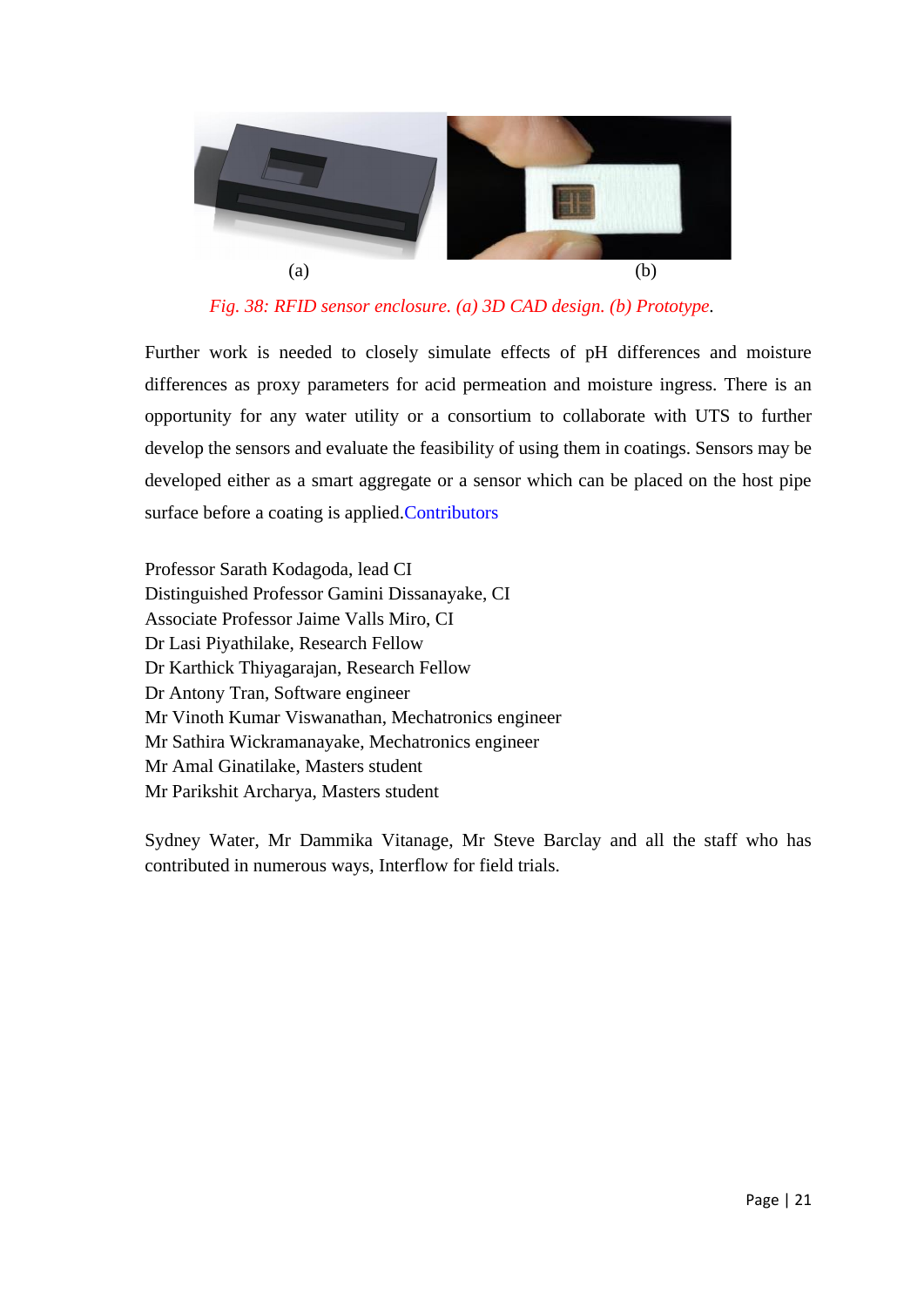(a) (b)

*Fig. 38: RFID sensor enclosure. (a) 3D CAD design. (b) Prototype.*

Further work is needed to closely simulate effects of pH differences and moisture differences as proxy parameters for acid permeation and moisture ingress. There is an opportunity for any water utility or a consortium to collaborate with UTS to further develop the sensors and evaluate the feasibility of using them in coatings. Sensors may be developed either as a smart aggregate or a sensor which can be placed on the host pipe surface before a coating is applied.

## Contributors

Professor Sarath Kodagoda, lead CI
Distinguished Professor Gamini Dissanayake, CI
Associate Professor Jaime Valls Miro, CI
Dr Lasi Piyathilake, Research Fellow
Dr Karthick Thiyagarajan, Research Fellow
Dr Antony Tran, Software engineer
Mr Vinoth Kumar Viswanathan, Mechatronics engineer
Mr Sathira Wickramanayake, Mechatronics engineer
Mr Amal Ginatilake, Masters student
Mr Parikshit Archarya, Masters student

Sydney Water, Mr Dammika Vitanage, Mr Steve Barclay and all the staff who has contributed in numerous ways, Interflow for field trials.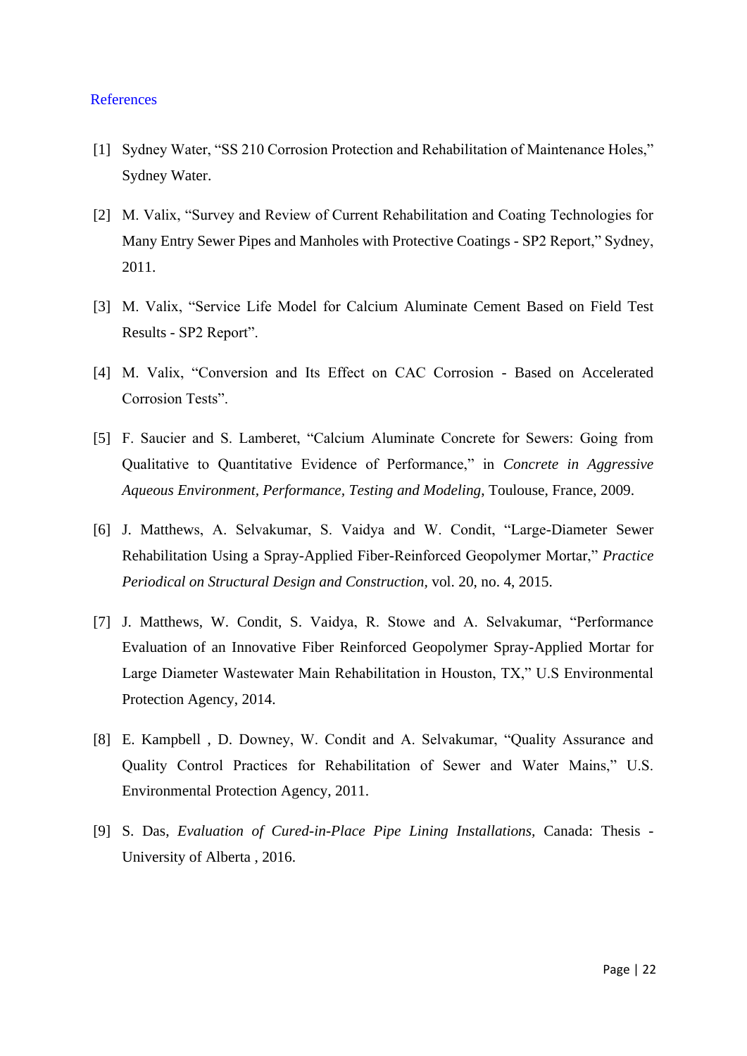# References

[1] Sydney Water, "SS 210 Corrosion Protection and Rehabilitation of Maintenance Holes," Sydney Water.

[2] M. Valix, "Survey and Review of Current Rehabilitation and Coating Technologies for Many Entry Sewer Pipes and Manholes with Protective Coatings - SP2 Report," Sydney, 2011.

[3] M. Valix, "Service Life Model for Calcium Aluminate Cement Based on Field Test Results - SP2 Report".

[4] M. Valix, "Conversion and Its Effect on CAC Corrosion - Based on Accelerated Corrosion Tests".

[5] F. Saucier and S. Lamberet, "Calcium Aluminate Concrete for Sewers: Going from Qualitative to Quantitative Evidence of Performance," in *Concrete in Aggressive Aqueous Environment, Performance, Testing and Modeling*, Toulouse, France, 2009.

[6] J. Matthews, A. Selvakumar, S. Vaidya and W. Condit, "Large-Diameter Sewer Rehabilitation Using a Spray-Applied Fiber-Reinforced Geopolymer Mortar," *Practice Periodical on Structural Design and Construction*, vol. 20, no. 4, 2015.

[7] J. Matthews, W. Condit, S. Vaidya, R. Stowe and A. Selvakumar, "Performance Evaluation of an Innovative Fiber Reinforced Geopolymer Spray-Applied Mortar for Large Diameter Wastewater Main Rehabilitation in Houston, TX," U.S Environmental Protection Agency, 2014.

[8] E. Kampbell , D. Downey, W. Condit and A. Selvakumar, "Quality Assurance and Quality Control Practices for Rehabilitation of Sewer and Water Mains," U.S. Environmental Protection Agency, 2011.

[9] S. Das, *Evaluation of Cured-in-Place Pipe Lining Installations*, Canada: Thesis - University of Alberta , 2016.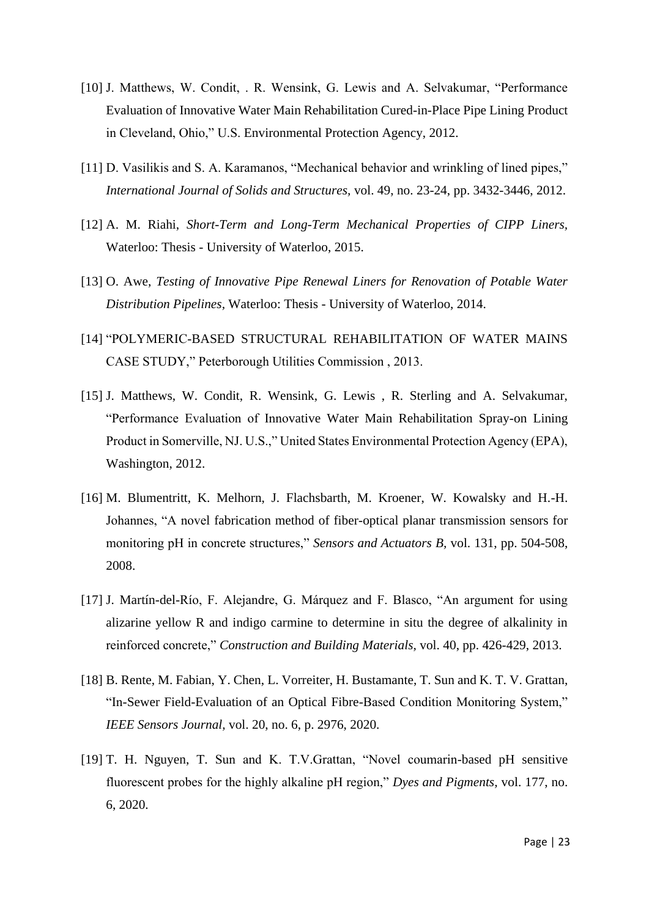[10] J. Matthews, W. Condit, . R. Wensink, G. Lewis and A. Selvakumar, “Performance Evaluation of Innovative Water Main Rehabilitation Cured-in-Place Pipe Lining Product in Cleveland, Ohio,” U.S. Environmental Protection Agency, 2012.

[11] D. Vasilikis and S. A. Karamanos, “Mechanical behavior and wrinkling of lined pipes,” *International Journal of Solids and Structures,* vol. 49, no. 23-24, pp. 3432-3446, 2012.

[12] A. M. Riahi, *Short-Term and Long-Term Mechanical Properties of CIPP Liners,* Waterloo: Thesis - University of Waterloo, 2015.

[13] O. Awe, *Testing of Innovative Pipe Renewal Liners for Renovation of Potable Water Distribution Pipelines,* Waterloo: Thesis - University of Waterloo, 2014.

[14] “POLYMERIC-BASED STRUCTURAL REHABILITATION OF WATER MAINS CASE STUDY,” Peterborough Utilities Commission , 2013.

[15] J. Matthews, W. Condit, R. Wensink, G. Lewis , R. Sterling and A. Selvakumar, “Performance Evaluation of Innovative Water Main Rehabilitation Spray-on Lining Product in Somerville, NJ. U.S.,” United States Environmental Protection Agency (EPA), Washington, 2012.

[16] M. Blumentritt, K. Melhorn, J. Flachsbarth, M. Kroener, W. Kowalsky and H.-H. Johannes, “A novel fabrication method of fiber-optical planar transmission sensors for monitoring pH in concrete structures,” *Sensors and Actuators B,* vol. 131, pp. 504-508, 2008.

[17] J. Martín-del-Río, F. Alejandre, G. Márquez and F. Blasco, “An argument for using alizarine yellow R and indigo carmine to determine in situ the degree of alkalinity in reinforced concrete,” *Construction and Building Materials,* vol. 40, pp. 426-429, 2013.

[18] B. Rente, M. Fabian, Y. Chen, L. Vorreiter, H. Bustamante, T. Sun and K. T. V. Grattan, “In-Sewer Field-Evaluation of an Optical Fibre-Based Condition Monitoring System,” *IEEE Sensors Journal,* vol. 20, no. 6, p. 2976, 2020.

[19] T. H. Nguyen, T. Sun and K. T.V.Grattan, “Novel coumarin-based pH sensitive fluorescent probes for the highly alkaline pH region,” *Dyes and Pigments,* vol. 177, no. 6, 2020.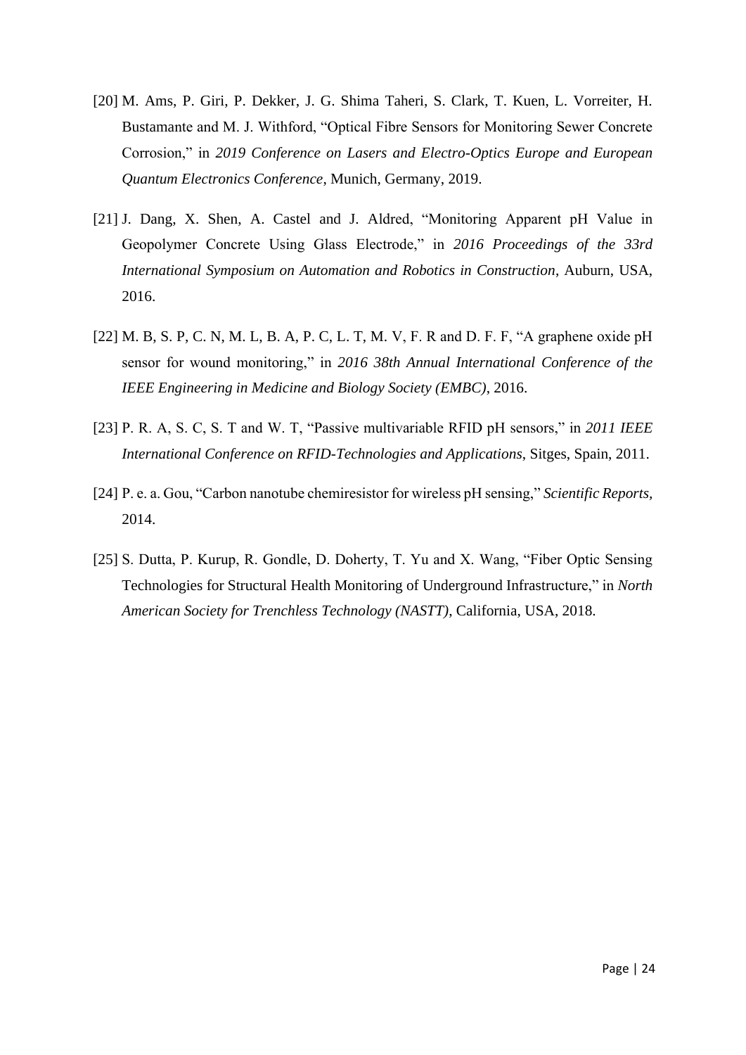[20] M. Ams, P. Giri, P. Dekker, J. G. Shima Taheri, S. Clark, T. Kuen, L. Vorreiter, H. Bustamante and M. J. Withford, "Optical Fibre Sensors for Monitoring Sewer Concrete Corrosion," in *2019 Conference on Lasers and Electro-Optics Europe and European Quantum Electronics Conference*, Munich, Germany, 2019.

[21] J. Dang, X. Shen, A. Castel and J. Aldred, "Monitoring Apparent pH Value in Geopolymer Concrete Using Glass Electrode," in *2016 Proceedings of the 33rd International Symposium on Automation and Robotics in Construction*, Auburn, USA, 2016.

[22] M. B, S. P, C. N, M. L, B. A, P. C, L. T, M. V, F. R and D. F. F, "A graphene oxide pH sensor for wound monitoring," in *2016 38th Annual International Conference of the IEEE Engineering in Medicine and Biology Society (EMBC)*, 2016.

[23] P. R. A, S. C, S. T and W. T, "Passive multivariable RFID pH sensors," in *2011 IEEE International Conference on RFID-Technologies and Applications*, Sitges, Spain, 2011.

[24] P. e. a. Gou, "Carbon nanotube chemiresistor for wireless pH sensing," *Scientific Reports,* 2014.

[25] S. Dutta, P. Kurup, R. Gondle, D. Doherty, T. Yu and X. Wang, "Fiber Optic Sensing Technologies for Structural Health Monitoring of Underground Infrastructure," in *North American Society for Trenchless Technology (NASTT)*, California, USA, 2018.